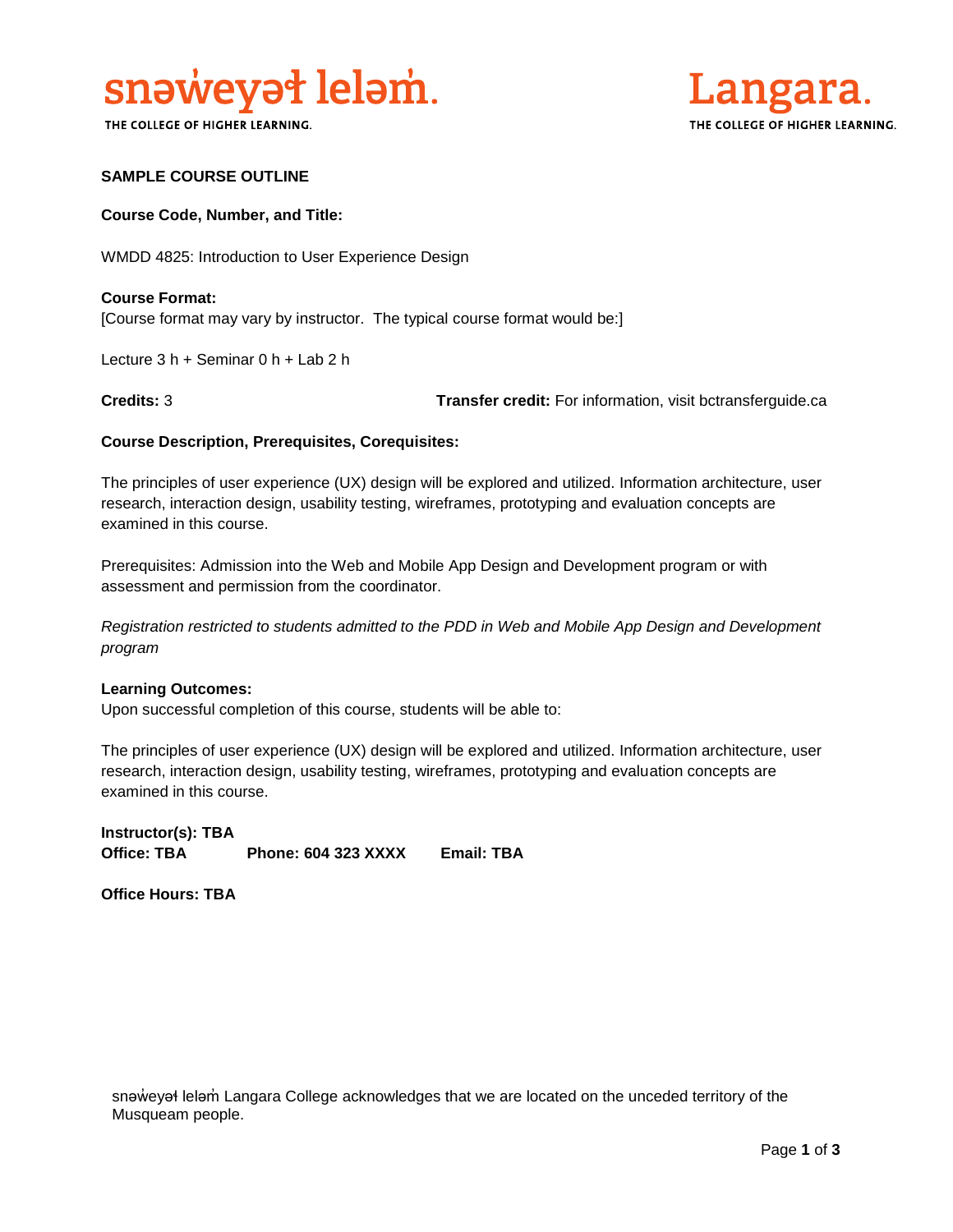snəw̓eyəɬ leləm̓.

THE COLLEGE OF HIGHER LEARNING.

Langara.

THE COLLEGE OF HIGHER LEARNING.

**SAMPLE COURSE OUTLINE**

**Course Code, Number, and Title:**

WMDD 4825: Introduction to User Experience Design

**Course Format:**
[Course format may vary by instructor. The typical course format would be:]

Lecture 3 h + Seminar 0 h + Lab 2 h

**Credits:** 3 **Transfer credit:** For information, visit bctransferguide.ca

**Course Description, Prerequisites, Corequisites:**

The principles of user experience (UX) design will be explored and utilized. Information architecture, user research, interaction design, usability testing, wireframes, prototyping and evaluation concepts are examined in this course.

Prerequisites: Admission into the Web and Mobile App Design and Development program or with assessment and permission from the coordinator.

*Registration restricted to students admitted to the PDD in Web and Mobile App Design and Development program*

**Learning Outcomes:**
Upon successful completion of this course, students will be able to:

The principles of user experience (UX) design will be explored and utilized. Information architecture, user research, interaction design, usability testing, wireframes, prototyping and evaluation concepts are examined in this course.

**Instructor(s): TBA**
**Office: TBA** **Phone: 604 323 XXXX** **Email: TBA**

**Office Hours: TBA**

snəw̓eyəɬ leləm̓ Langara College acknowledges that we are located on the unceded territory of the Musqueam people.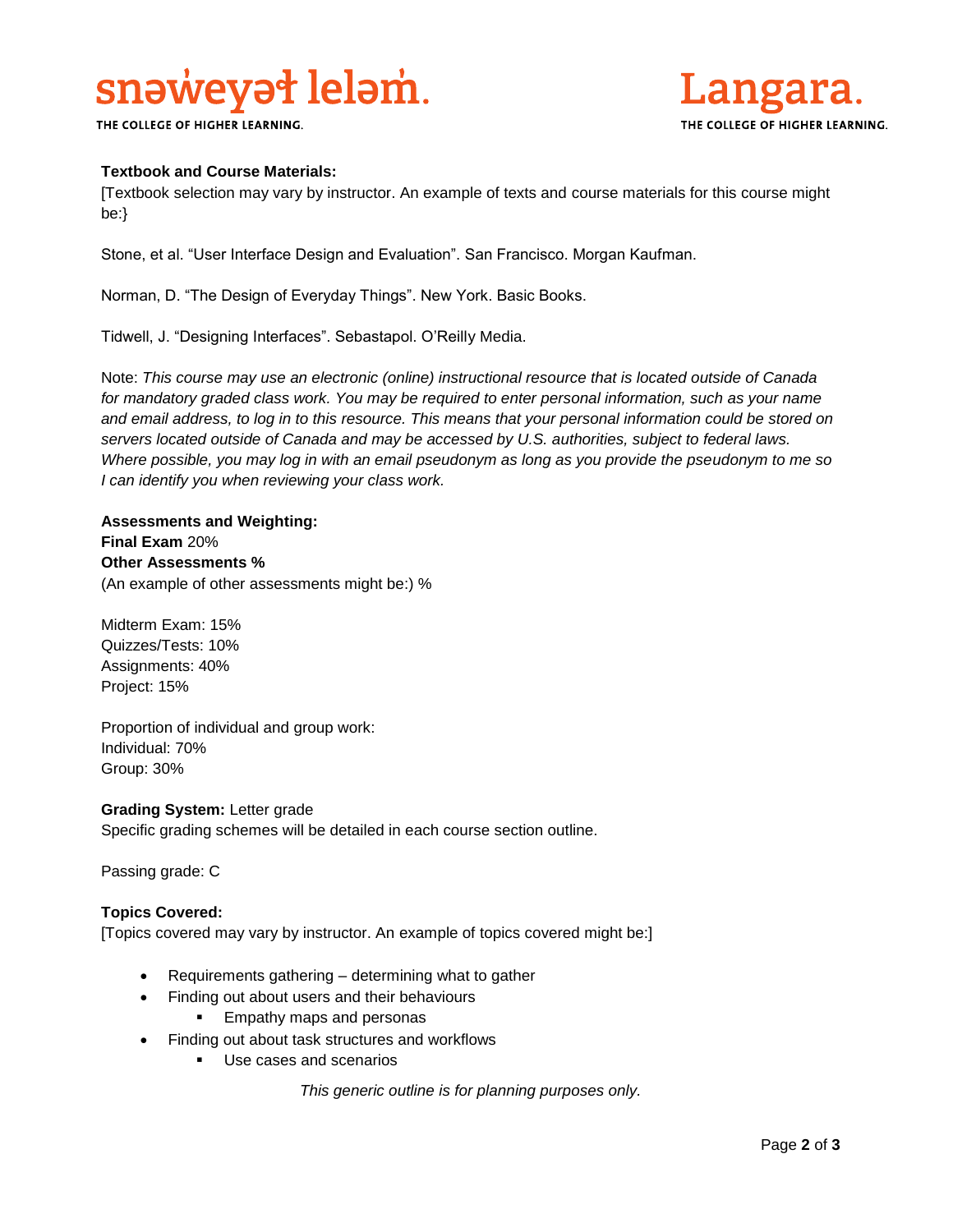**Textbook and Course Materials:**
[Textbook selection may vary by instructor. An example of texts and course materials for this course might be:}

Stone, et al. "User Interface Design and Evaluation". San Francisco. Morgan Kaufman.

Norman, D. "The Design of Everyday Things". New York. Basic Books.

Tidwell, J. "Designing Interfaces". Sebastapol. O'Reilly Media.

Note: *This course may use an electronic (online) instructional resource that is located outside of Canada for mandatory graded class work. You may be required to enter personal information, such as your name and email address, to log in to this resource. This means that your personal information could be stored on servers located outside of Canada and may be accessed by U.S. authorities, subject to federal laws. Where possible, you may log in with an email pseudonym as long as you provide the pseudonym to me so I can identify you when reviewing your class work.*

**Assessments and Weighting:**
**Final Exam** 20%
**Other Assessments %**
(An example of other assessments might be:) %

Midterm Exam: 15%
Quizzes/Tests: 10%
Assignments: 40%
Project: 15%

Proportion of individual and group work:
Individual: 70%
Group: 30%

**Grading System:** Letter grade
Specific grading schemes will be detailed in each course section outline.

Passing grade: C

**Topics Covered:**
[Topics covered may vary by instructor. An example of topics covered might be:]

- Requirements gathering – determining what to gather
- Finding out about users and their behaviours
  - Empathy maps and personas
- Finding out about task structures and workflows
  - Use cases and scenarios

*This generic outline is for planning purposes only.*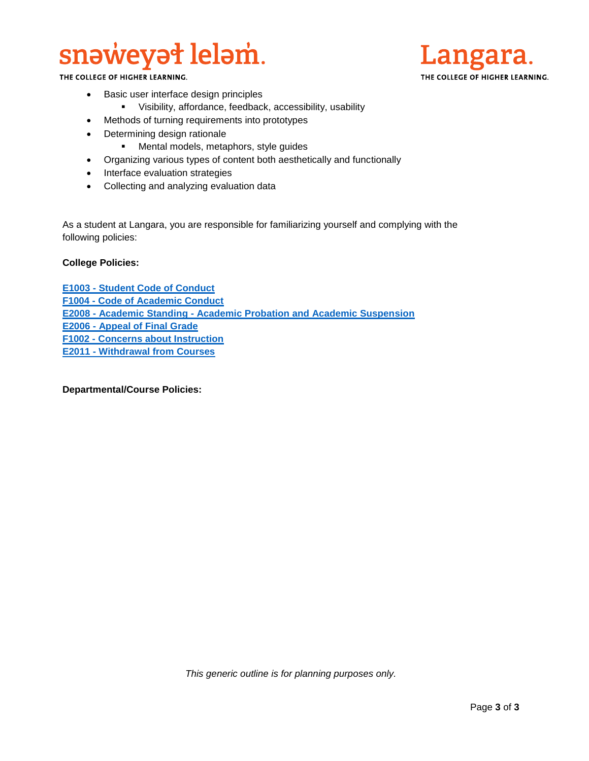- Basic user interface design principles
    - Visibility, affordance, feedback, accessibility, usability
- Methods of turning requirements into prototypes
- Determining design rationale
    - Mental models, metaphors, style guides
- Organizing various types of content both aesthetically and functionally
- Interface evaluation strategies
- Collecting and analyzing evaluation data

As a student at Langara, you are responsible for familiarizing yourself and complying with the following policies:

**College Policies:**

**E1003 - Student Code of Conduct**
**F1004 - Code of Academic Conduct**
**E2008 - Academic Standing - Academic Probation and Academic Suspension**
**E2006 - Appeal of Final Grade**
**F1002 - Concerns about Instruction**
**E2011 - Withdrawal from Courses**

**Departmental/Course Policies:**

*This generic outline is for planning purposes only.*